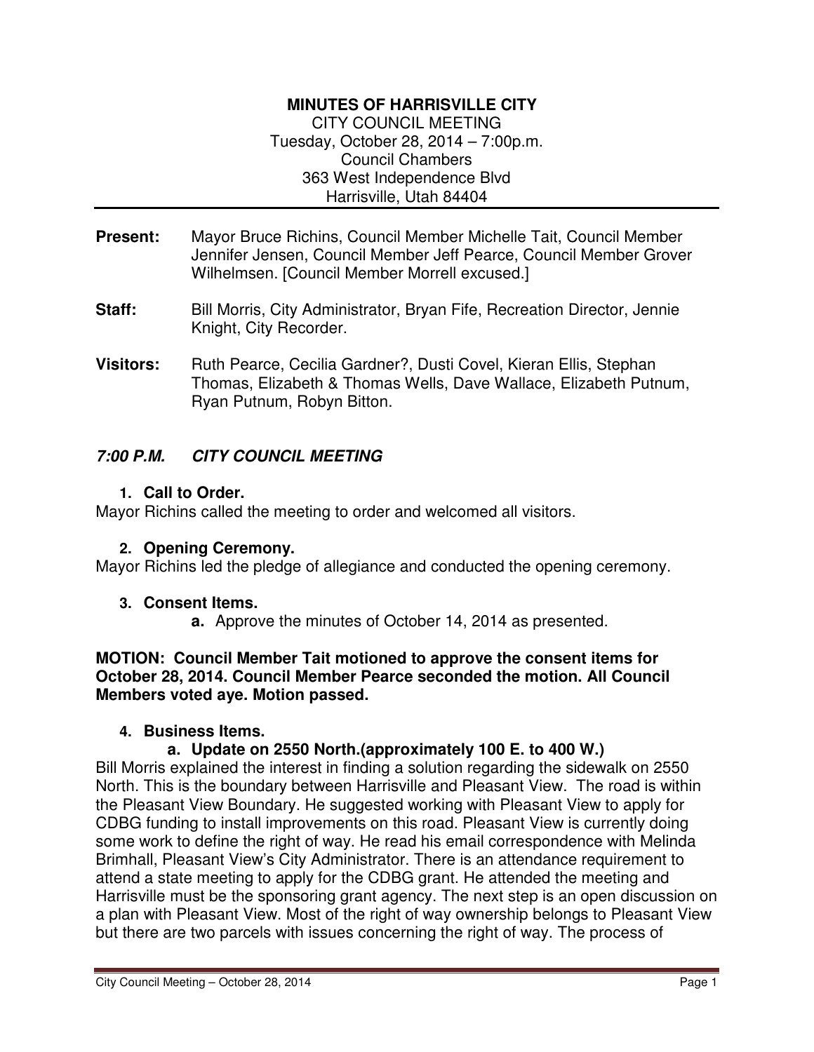**MINUTES OF HARRISVILLE CITY**
CITY COUNCIL MEETING
Tuesday, October 28, 2014 – 7:00p.m.
Council Chambers
363 West Independence Blvd
Harrisville, Utah 84404

---

**Present:** Mayor Bruce Richins, Council Member Michelle Tait, Council Member Jennifer Jensen, Council Member Jeff Pearce, Council Member Grover Wilhelmsen. [Council Member Morrell excused.]

**Staff:** Bill Morris, City Administrator, Bryan Fife, Recreation Director, Jennie Knight, City Recorder.

**Visitors:** Ruth Pearce, Cecilia Gardner?, Dusti Covel, Kieran Ellis, Stephan Thomas, Elizabeth & Thomas Wells, Dave Wallace, Elizabeth Putnum, Ryan Putnum, Robyn Bitton.

## *7:00 P.M. CITY COUNCIL MEETING*

### 1. Call to Order.

Mayor Richins called the meeting to order and welcomed all visitors.

### 2. Opening Ceremony.

Mayor Richins led the pledge of allegiance and conducted the opening ceremony.

### 3. Consent Items.

**a.** Approve the minutes of October 14, 2014 as presented.

**MOTION: Council Member Tait motioned to approve the consent items for October 28, 2014. Council Member Pearce seconded the motion. All Council Members voted aye. Motion passed.**

### 4. Business Items.

**a. Update on 2550 North.(approximately 100 E. to 400 W.)**

Bill Morris explained the interest in finding a solution regarding the sidewalk on 2550 North. This is the boundary between Harrisville and Pleasant View. The road is within the Pleasant View Boundary. He suggested working with Pleasant View to apply for CDBG funding to install improvements on this road. Pleasant View is currently doing some work to define the right of way. He read his email correspondence with Melinda Brimhall, Pleasant View's City Administrator. There is an attendance requirement to attend a state meeting to apply for the CDBG grant. He attended the meeting and Harrisville must be the sponsoring grant agency. The next step is an open discussion on a plan with Pleasant View. Most of the right of way ownership belongs to Pleasant View but there are two parcels with issues concerning the right of way. The process of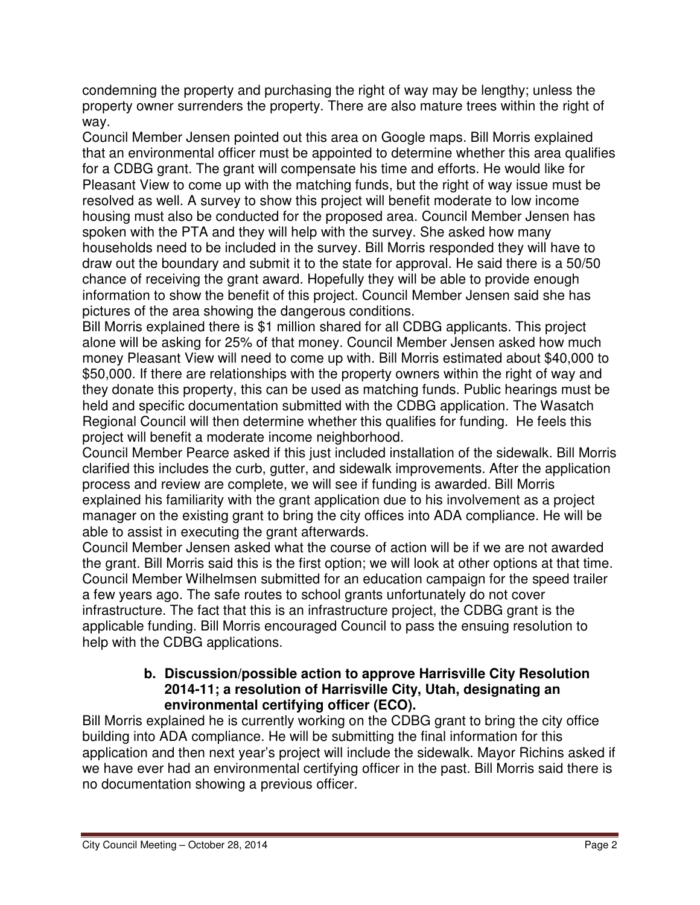condemning the property and purchasing the right of way may be lengthy; unless the property owner surrenders the property. There are also mature trees within the right of way.

Council Member Jensen pointed out this area on Google maps. Bill Morris explained that an environmental officer must be appointed to determine whether this area qualifies for a CDBG grant. The grant will compensate his time and efforts. He would like for Pleasant View to come up with the matching funds, but the right of way issue must be resolved as well. A survey to show this project will benefit moderate to low income housing must also be conducted for the proposed area. Council Member Jensen has spoken with the PTA and they will help with the survey. She asked how many households need to be included in the survey. Bill Morris responded they will have to draw out the boundary and submit it to the state for approval. He said there is a 50/50 chance of receiving the grant award. Hopefully they will be able to provide enough information to show the benefit of this project. Council Member Jensen said she has pictures of the area showing the dangerous conditions.

Bill Morris explained there is $1 million shared for all CDBG applicants. This project alone will be asking for 25% of that money. Council Member Jensen asked how much money Pleasant View will need to come up with. Bill Morris estimated about $40,000 to $50,000. If there are relationships with the property owners within the right of way and they donate this property, this can be used as matching funds. Public hearings must be held and specific documentation submitted with the CDBG application. The Wasatch Regional Council will then determine whether this qualifies for funding. He feels this project will benefit a moderate income neighborhood.

Council Member Pearce asked if this just included installation of the sidewalk. Bill Morris clarified this includes the curb, gutter, and sidewalk improvements. After the application process and review are complete, we will see if funding is awarded. Bill Morris explained his familiarity with the grant application due to his involvement as a project manager on the existing grant to bring the city offices into ADA compliance. He will be able to assist in executing the grant afterwards.

Council Member Jensen asked what the course of action will be if we are not awarded the grant. Bill Morris said this is the first option; we will look at other options at that time. Council Member Wilhelmsen submitted for an education campaign for the speed trailer a few years ago. The safe routes to school grants unfortunately do not cover infrastructure. The fact that this is an infrastructure project, the CDBG grant is the applicable funding. Bill Morris encouraged Council to pass the ensuing resolution to help with the CDBG applications.

**b. Discussion/possible action to approve Harrisville City Resolution 2014-11; a resolution of Harrisville City, Utah, designating an environmental certifying officer (ECO).**

Bill Morris explained he is currently working on the CDBG grant to bring the city office building into ADA compliance. He will be submitting the final information for this application and then next year's project will include the sidewalk. Mayor Richins asked if we have ever had an environmental certifying officer in the past. Bill Morris said there is no documentation showing a previous officer.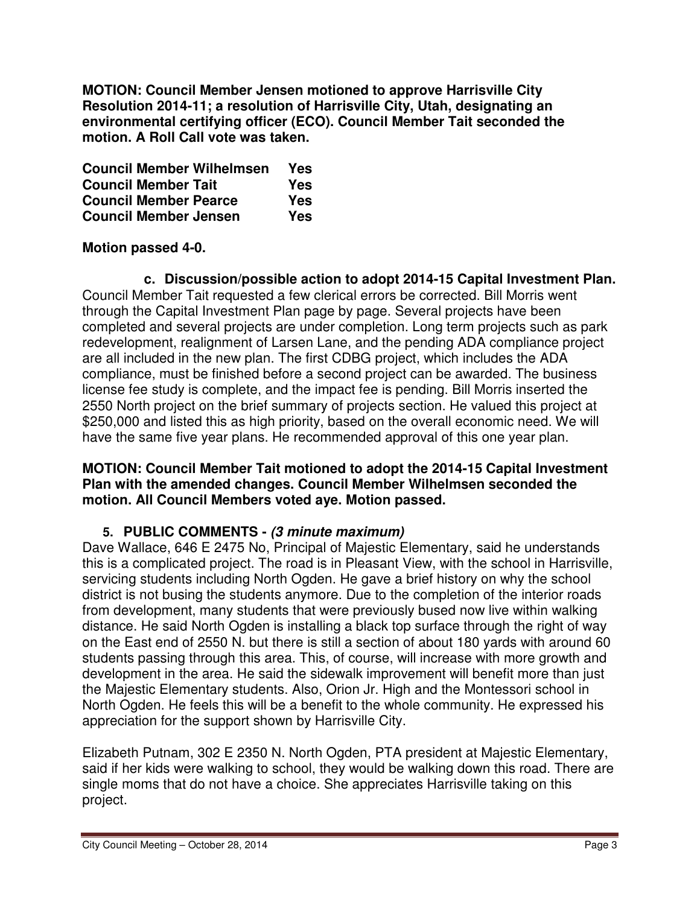**MOTION: Council Member Jensen motioned to approve Harrisville City Resolution 2014-11; a resolution of Harrisville City, Utah, designating an environmental certifying officer (ECO). Council Member Tait seconded the motion. A Roll Call vote was taken.**

| | |
|---|---|
| **Council Member Wilhelmsen** | **Yes** |
| **Council Member Tait** | **Yes** |
| **Council Member Pearce** | **Yes** |
| **Council Member Jensen** | **Yes** |

**Motion passed 4-0.**

**c. Discussion/possible action to adopt 2014-15 Capital Investment Plan.**

Council Member Tait requested a few clerical errors be corrected. Bill Morris went through the Capital Investment Plan page by page. Several projects have been completed and several projects are under completion. Long term projects such as park redevelopment, realignment of Larsen Lane, and the pending ADA compliance project are all included in the new plan. The first CDBG project, which includes the ADA compliance, must be finished before a second project can be awarded. The business license fee study is complete, and the impact fee is pending. Bill Morris inserted the 2550 North project on the brief summary of projects section. He valued this project at $250,000 and listed this as high priority, based on the overall economic need. We will have the same five year plans. He recommended approval of this one year plan.

**MOTION: Council Member Tait motioned to adopt the 2014-15 Capital Investment Plan with the amended changes. Council Member Wilhelmsen seconded the motion. All Council Members voted aye. Motion passed.**

## 5. PUBLIC COMMENTS - *(3 minute maximum)*

Dave Wallace, 646 E 2475 No, Principal of Majestic Elementary, said he understands this is a complicated project. The road is in Pleasant View, with the school in Harrisville, servicing students including North Ogden. He gave a brief history on why the school district is not busing the students anymore. Due to the completion of the interior roads from development, many students that were previously bused now live within walking distance. He said North Ogden is installing a black top surface through the right of way on the East end of 2550 N. but there is still a section of about 180 yards with around 60 students passing through this area. This, of course, will increase with more growth and development in the area. He said the sidewalk improvement will benefit more than just the Majestic Elementary students. Also, Orion Jr. High and the Montessori school in North Ogden. He feels this will be a benefit to the whole community. He expressed his appreciation for the support shown by Harrisville City.

Elizabeth Putnam, 302 E 2350 N. North Ogden, PTA president at Majestic Elementary, said if her kids were walking to school, they would be walking down this road. There are single moms that do not have a choice. She appreciates Harrisville taking on this project.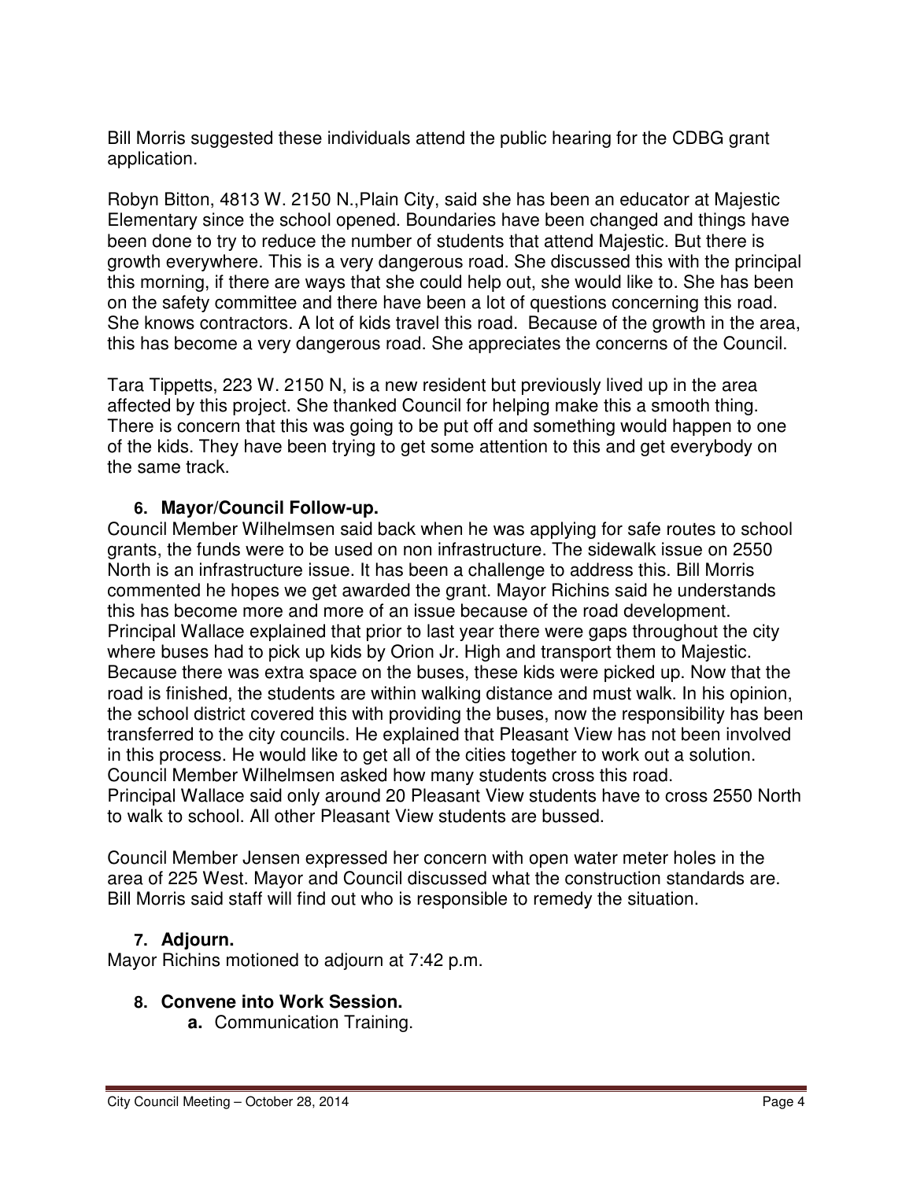Bill Morris suggested these individuals attend the public hearing for the CDBG grant application.

Robyn Bitton, 4813 W. 2150 N.,Plain City, said she has been an educator at Majestic Elementary since the school opened. Boundaries have been changed and things have been done to try to reduce the number of students that attend Majestic. But there is growth everywhere. This is a very dangerous road. She discussed this with the principal this morning, if there are ways that she could help out, she would like to. She has been on the safety committee and there have been a lot of questions concerning this road. She knows contractors. A lot of kids travel this road. Because of the growth in the area, this has become a very dangerous road. She appreciates the concerns of the Council.

Tara Tippetts, 223 W. 2150 N, is a new resident but previously lived up in the area affected by this project. She thanked Council for helping make this a smooth thing. There is concern that this was going to be put off and something would happen to one of the kids. They have been trying to get some attention to this and get everybody on the same track.

**6. Mayor/Council Follow-up.**

Council Member Wilhelmsen said back when he was applying for safe routes to school grants, the funds were to be used on non infrastructure. The sidewalk issue on 2550 North is an infrastructure issue. It has been a challenge to address this. Bill Morris commented he hopes we get awarded the grant. Mayor Richins said he understands this has become more and more of an issue because of the road development. Principal Wallace explained that prior to last year there were gaps throughout the city where buses had to pick up kids by Orion Jr. High and transport them to Majestic. Because there was extra space on the buses, these kids were picked up. Now that the road is finished, the students are within walking distance and must walk. In his opinion, the school district covered this with providing the buses, now the responsibility has been transferred to the city councils. He explained that Pleasant View has not been involved in this process. He would like to get all of the cities together to work out a solution. Council Member Wilhelmsen asked how many students cross this road.
Principal Wallace said only around 20 Pleasant View students have to cross 2550 North to walk to school. All other Pleasant View students are bussed.

Council Member Jensen expressed her concern with open water meter holes in the area of 225 West. Mayor and Council discussed what the construction standards are. Bill Morris said staff will find out who is responsible to remedy the situation.

**7. Adjourn.**

Mayor Richins motioned to adjourn at 7:42 p.m.

**8. Convene into Work Session.**

   **a.** Communication Training.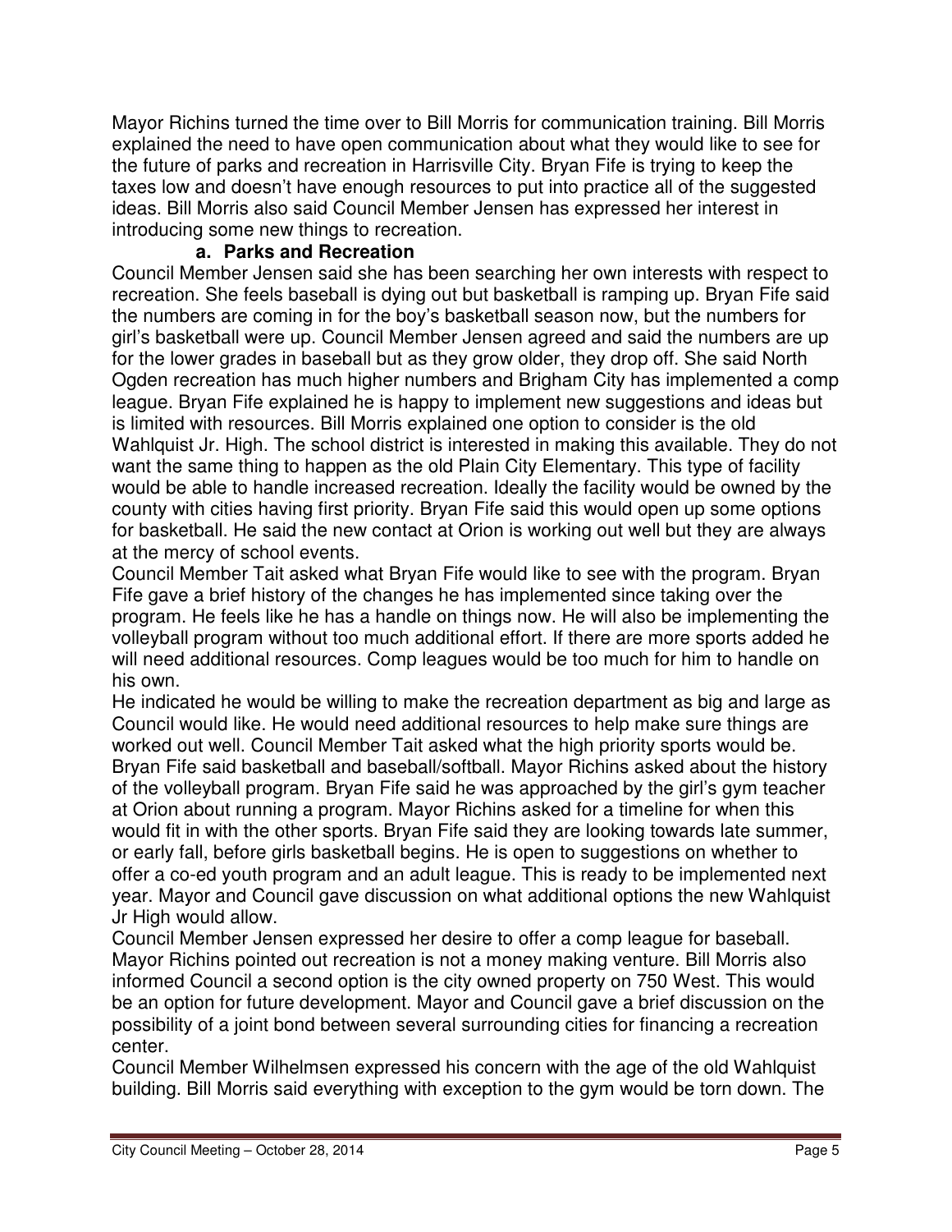Mayor Richins turned the time over to Bill Morris for communication training. Bill Morris explained the need to have open communication about what they would like to see for the future of parks and recreation in Harrisville City. Bryan Fife is trying to keep the taxes low and doesn't have enough resources to put into practice all of the suggested ideas. Bill Morris also said Council Member Jensen has expressed her interest in introducing some new things to recreation.

**a. Parks and Recreation**

Council Member Jensen said she has been searching her own interests with respect to recreation. She feels baseball is dying out but basketball is ramping up. Bryan Fife said the numbers are coming in for the boy's basketball season now, but the numbers for girl's basketball were up. Council Member Jensen agreed and said the numbers are up for the lower grades in baseball but as they grow older, they drop off. She said North Ogden recreation has much higher numbers and Brigham City has implemented a comp league. Bryan Fife explained he is happy to implement new suggestions and ideas but is limited with resources. Bill Morris explained one option to consider is the old Wahlquist Jr. High. The school district is interested in making this available. They do not want the same thing to happen as the old Plain City Elementary. This type of facility would be able to handle increased recreation. Ideally the facility would be owned by the county with cities having first priority. Bryan Fife said this would open up some options for basketball. He said the new contact at Orion is working out well but they are always at the mercy of school events.

Council Member Tait asked what Bryan Fife would like to see with the program. Bryan Fife gave a brief history of the changes he has implemented since taking over the program. He feels like he has a handle on things now. He will also be implementing the volleyball program without too much additional effort. If there are more sports added he will need additional resources. Comp leagues would be too much for him to handle on his own.

He indicated he would be willing to make the recreation department as big and large as Council would like. He would need additional resources to help make sure things are worked out well. Council Member Tait asked what the high priority sports would be. Bryan Fife said basketball and baseball/softball. Mayor Richins asked about the history of the volleyball program. Bryan Fife said he was approached by the girl's gym teacher at Orion about running a program. Mayor Richins asked for a timeline for when this would fit in with the other sports. Bryan Fife said they are looking towards late summer, or early fall, before girls basketball begins. He is open to suggestions on whether to offer a co-ed youth program and an adult league. This is ready to be implemented next year. Mayor and Council gave discussion on what additional options the new Wahlquist Jr High would allow.

Council Member Jensen expressed her desire to offer a comp league for baseball. Mayor Richins pointed out recreation is not a money making venture. Bill Morris also informed Council a second option is the city owned property on 750 West. This would be an option for future development. Mayor and Council gave a brief discussion on the possibility of a joint bond between several surrounding cities for financing a recreation center.

Council Member Wilhelmsen expressed his concern with the age of the old Wahlquist building. Bill Morris said everything with exception to the gym would be torn down. The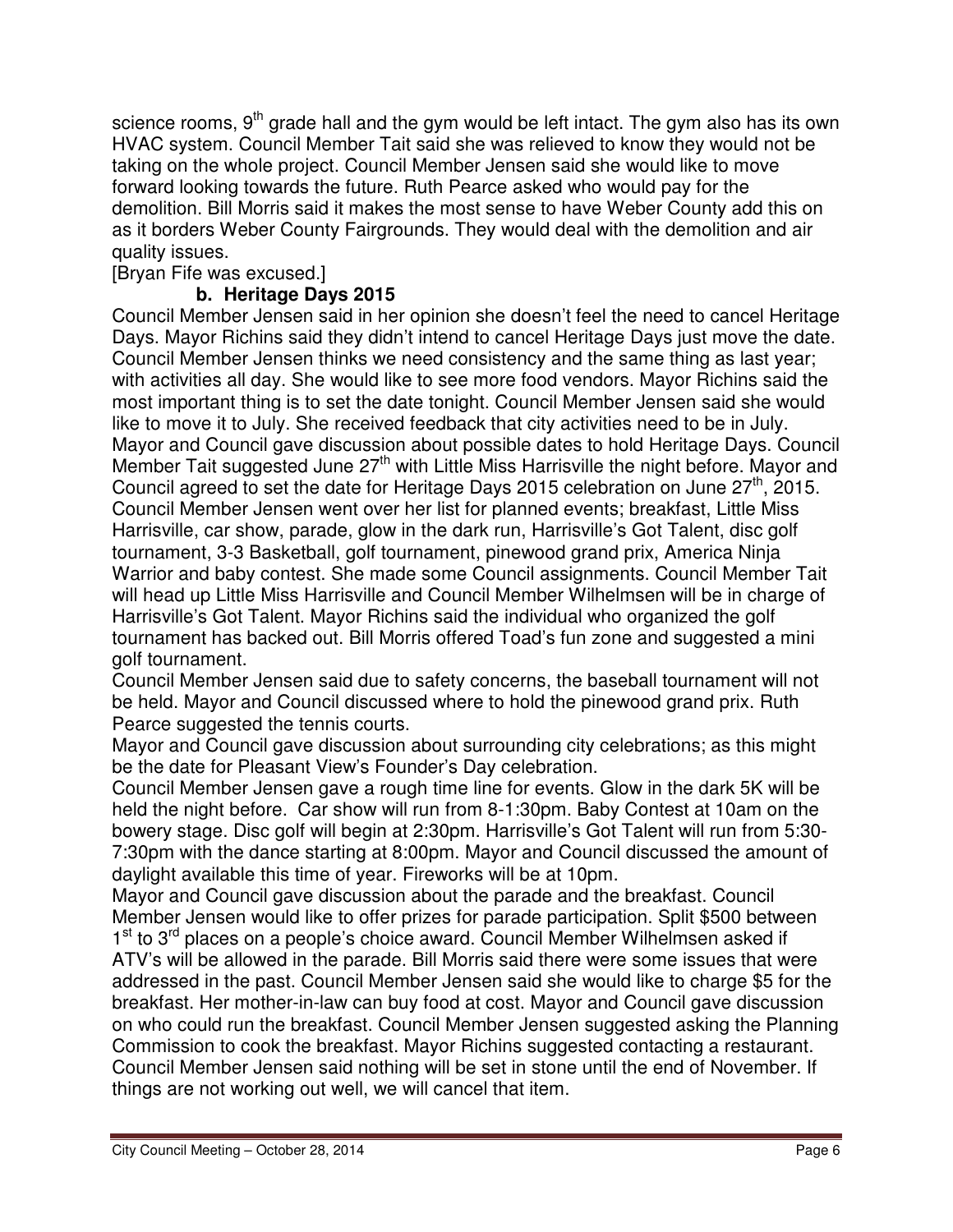science rooms, 9th grade hall and the gym would be left intact. The gym also has its own HVAC system. Council Member Tait said she was relieved to know they would not be taking on the whole project. Council Member Jensen said she would like to move forward looking towards the future. Ruth Pearce asked who would pay for the demolition. Bill Morris said it makes the most sense to have Weber County add this on as it borders Weber County Fairgrounds. They would deal with the demolition and air quality issues.

[Bryan Fife was excused.]

**b. Heritage Days 2015**

Council Member Jensen said in her opinion she doesn't feel the need to cancel Heritage Days. Mayor Richins said they didn't intend to cancel Heritage Days just move the date. Council Member Jensen thinks we need consistency and the same thing as last year; with activities all day. She would like to see more food vendors. Mayor Richins said the most important thing is to set the date tonight. Council Member Jensen said she would like to move it to July. She received feedback that city activities need to be in July. Mayor and Council gave discussion about possible dates to hold Heritage Days. Council Member Tait suggested June 27th with Little Miss Harrisville the night before. Mayor and Council agreed to set the date for Heritage Days 2015 celebration on June 27th, 2015. Council Member Jensen went over her list for planned events; breakfast, Little Miss Harrisville, car show, parade, glow in the dark run, Harrisville's Got Talent, disc golf tournament, 3-3 Basketball, golf tournament, pinewood grand prix, America Ninja Warrior and baby contest. She made some Council assignments. Council Member Tait will head up Little Miss Harrisville and Council Member Wilhelmsen will be in charge of Harrisville's Got Talent. Mayor Richins said the individual who organized the golf tournament has backed out. Bill Morris offered Toad's fun zone and suggested a mini golf tournament.

Council Member Jensen said due to safety concerns, the baseball tournament will not be held. Mayor and Council discussed where to hold the pinewood grand prix. Ruth Pearce suggested the tennis courts.

Mayor and Council gave discussion about surrounding city celebrations; as this might be the date for Pleasant View's Founder's Day celebration.

Council Member Jensen gave a rough time line for events. Glow in the dark 5K will be held the night before. Car show will run from 8-1:30pm. Baby Contest at 10am on the bowery stage. Disc golf will begin at 2:30pm. Harrisville's Got Talent will run from 5:30-7:30pm with the dance starting at 8:00pm. Mayor and Council discussed the amount of daylight available this time of year. Fireworks will be at 10pm.

Mayor and Council gave discussion about the parade and the breakfast. Council Member Jensen would like to offer prizes for parade participation. Split $500 between 1st to 3rd places on a people's choice award. Council Member Wilhelmsen asked if ATV's will be allowed in the parade. Bill Morris said there were some issues that were addressed in the past. Council Member Jensen said she would like to charge $5 for the breakfast. Her mother-in-law can buy food at cost. Mayor and Council gave discussion on who could run the breakfast. Council Member Jensen suggested asking the Planning Commission to cook the breakfast. Mayor Richins suggested contacting a restaurant. Council Member Jensen said nothing will be set in stone until the end of November. If things are not working out well, we will cancel that item.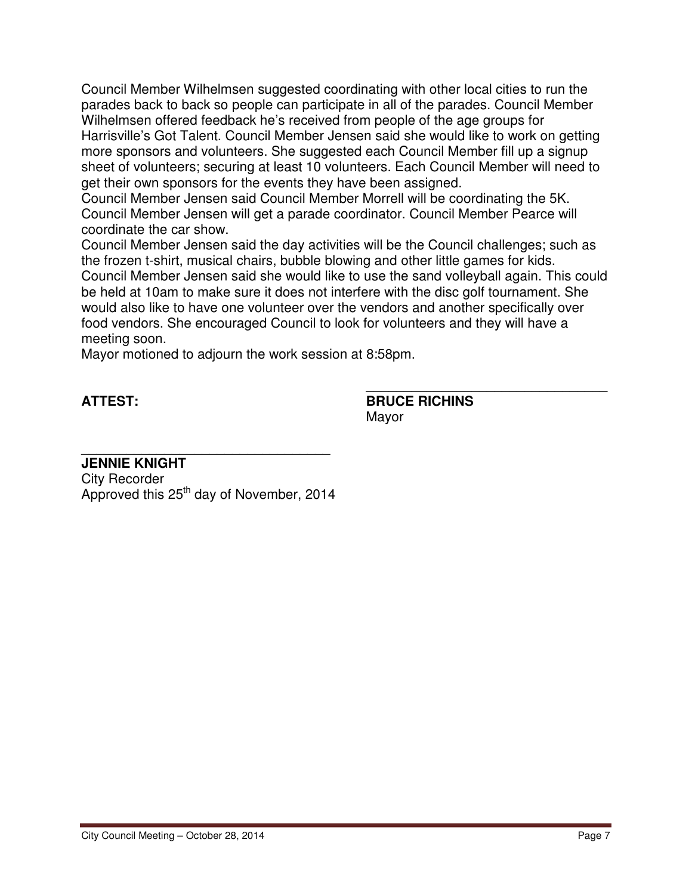Council Member Wilhelmsen suggested coordinating with other local cities to run the parades back to back so people can participate in all of the parades. Council Member Wilhelmsen offered feedback he's received from people of the age groups for Harrisville's Got Talent. Council Member Jensen said she would like to work on getting more sponsors and volunteers. She suggested each Council Member fill up a signup sheet of volunteers; securing at least 10 volunteers. Each Council Member will need to get their own sponsors for the events they have been assigned.

Council Member Jensen said Council Member Morrell will be coordinating the 5K. Council Member Jensen will get a parade coordinator. Council Member Pearce will coordinate the car show.

Council Member Jensen said the day activities will be the Council challenges; such as the frozen t-shirt, musical chairs, bubble blowing and other little games for kids. Council Member Jensen said she would like to use the sand volleyball again. This could be held at 10am to make sure it does not interfere with the disc golf tournament. She would also like to have one volunteer over the vendors and another specifically over food vendors. She encouraged Council to look for volunteers and they will have a meeting soon.

Mayor motioned to adjourn the work session at 8:58pm.

**ATTEST:**

\_\_\_\_\_\_\_\_\_\_\_\_\_\_\_\_\_\_\_\_\_\_\_\_\_\_\_\_\_\_\_\_\_\_\_
**BRUCE RICHINS**
Mayor

\_\_\_\_\_\_\_\_\_\_\_\_\_\_\_\_\_\_\_\_\_\_\_\_\_\_\_\_\_\_\_\_\_\_\_
**JENNIE KNIGHT**
City Recorder
Approved this 25th day of November, 2014